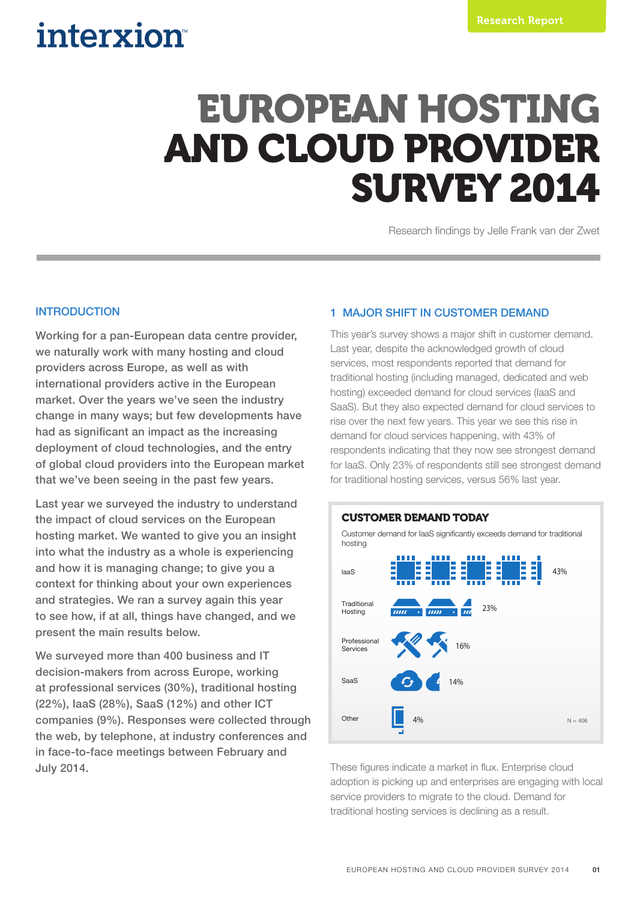interxion

Research Report

# EUROPEAN HOSTING AND CLOUD PROVIDER SURVEY 2014

Research findings by Jelle Frank van der Zwet

## INTRODUCTION

Working for a pan-European data centre provider, we naturally work with many hosting and cloud providers across Europe, as well as with international providers active in the European market. Over the years we've seen the industry change in many ways; but few developments have had as significant an impact as the increasing deployment of cloud technologies, and the entry of global cloud providers into the European market that we've been seeing in the past few years.

Last year we surveyed the industry to understand the impact of cloud services on the European hosting market. We wanted to give you an insight into what the industry as a whole is experiencing and how it is managing change; to give you a context for thinking about your own experiences and strategies. We ran a survey again this year to see how, if at all, things have changed, and we present the main results below.

We surveyed more than 400 business and IT decision-makers from across Europe, working at professional services (30%), traditional hosting (22%), IaaS (28%), SaaS (12%) and other ICT companies (9%). Responses were collected through the web, by telephone, at industry conferences and in face-to-face meetings between February and July 2014.

## 1 MAJOR SHIFT IN CUSTOMER DEMAND

This year's survey shows a major shift in customer demand. Last year, despite the acknowledged growth of cloud services, most respondents reported that demand for traditional hosting (including managed, dedicated and web hosting) exceeded demand for cloud services (IaaS and SaaS). But they also expected demand for cloud services to rise over the next few years. This year we see this rise in demand for cloud services happening, with 43% of respondents indicating that they now see strongest demand for IaaS. Only 23% of respondents still see strongest demand for traditional hosting services, versus 56% last year.

**CUSTOMER DEMAND TODAY**

Customer demand for IaaS significantly exceeds demand for traditional hosting

| Category | Share |
|---|---|
| IaaS | 43% |
| Traditional Hosting | 23% |
| Professional Services | 16% |
| SaaS | 14% |
| Other | 4% |

N = 406

These figures indicate a market in flux. Enterprise cloud adoption is picking up and enterprises are engaging with local service providers to migrate to the cloud. Demand for traditional hosting services is declining as a result.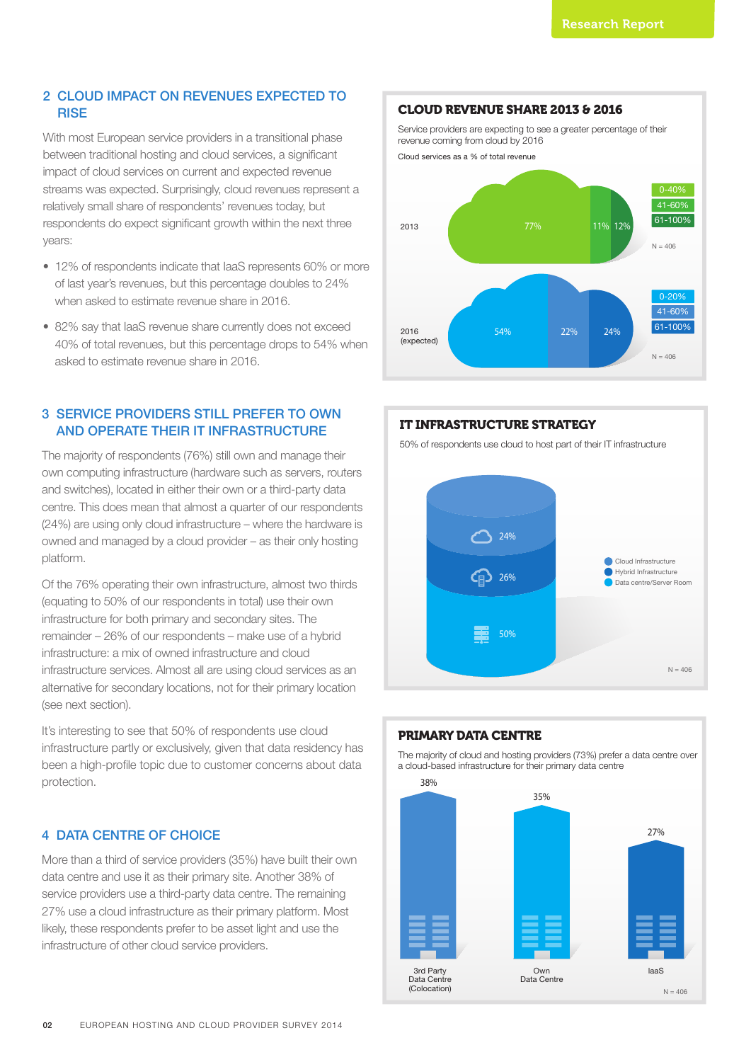## 2 CLOUD IMPACT ON REVENUES EXPECTED TO RISE

With most European service providers in a transitional phase between traditional hosting and cloud services, a significant impact of cloud services on current and expected revenue streams was expected. Surprisingly, cloud revenues represent a relatively small share of respondents' revenues today, but respondents do expect significant growth within the next three years:

- 12% of respondents indicate that IaaS represents 60% or more of last year's revenues, but this percentage doubles to 24% when asked to estimate revenue share in 2016.
- 82% say that IaaS revenue share currently does not exceed 40% of total revenues, but this percentage drops to 54% when asked to estimate revenue share in 2016.

### CLOUD REVENUE SHARE 2013 & 2016

Service providers are expecting to see a greater percentage of their revenue coming from cloud by 2016

Cloud services as a % of total revenue

| | 0-40% / 0-20% | 41-60% | 61-100% |
|---|---|---|---|
| 2013 | 77% | 11% | 12% |
| 2016 (expected) | 54% | 22% | 24% |

N = 406

## 3 SERVICE PROVIDERS STILL PREFER TO OWN AND OPERATE THEIR IT INFRASTRUCTURE

The majority of respondents (76%) still own and manage their own computing infrastructure (hardware such as servers, routers and switches), located in either their own or a third-party data centre. This does mean that almost a quarter of our respondents (24%) are using only cloud infrastructure – where the hardware is owned and managed by a cloud provider – as their only hosting platform.

Of the 76% operating their own infrastructure, almost two thirds (equating to 50% of our respondents in total) use their own infrastructure for both primary and secondary sites. The remainder – 26% of our respondents – make use of a hybrid infrastructure: a mix of owned infrastructure and cloud infrastructure services. Almost all are using cloud services as an alternative for secondary locations, not for their primary location (see next section).

It's interesting to see that 50% of respondents use cloud infrastructure partly or exclusively, given that data residency has been a high-profile topic due to customer concerns about data protection.

### IT INFRASTRUCTURE STRATEGY

50% of respondents use cloud to host part of their IT infrastructure

| Infrastructure | % |
|---|---|
| Cloud Infrastructure | 24% |
| Hybrid Infrastructure | 26% |
| Data centre/Server Room | 50% |

N = 406

## 4 DATA CENTRE OF CHOICE

More than a third of service providers (35%) have built their own data centre and use it as their primary site. Another 38% of service providers use a third-party data centre. The remaining 27% use a cloud infrastructure as their primary platform. Most likely, these respondents prefer to be asset light and use the infrastructure of other cloud service providers.

### PRIMARY DATA CENTRE

The majority of cloud and hosting providers (73%) prefer a data centre over a cloud-based infrastructure for their primary data centre

| Primary data centre | % |
|---|---|
| 3rd Party Data Centre (Colocation) | 38% |
| Own Data Centre | 35% |
| IaaS | 27% |

N = 406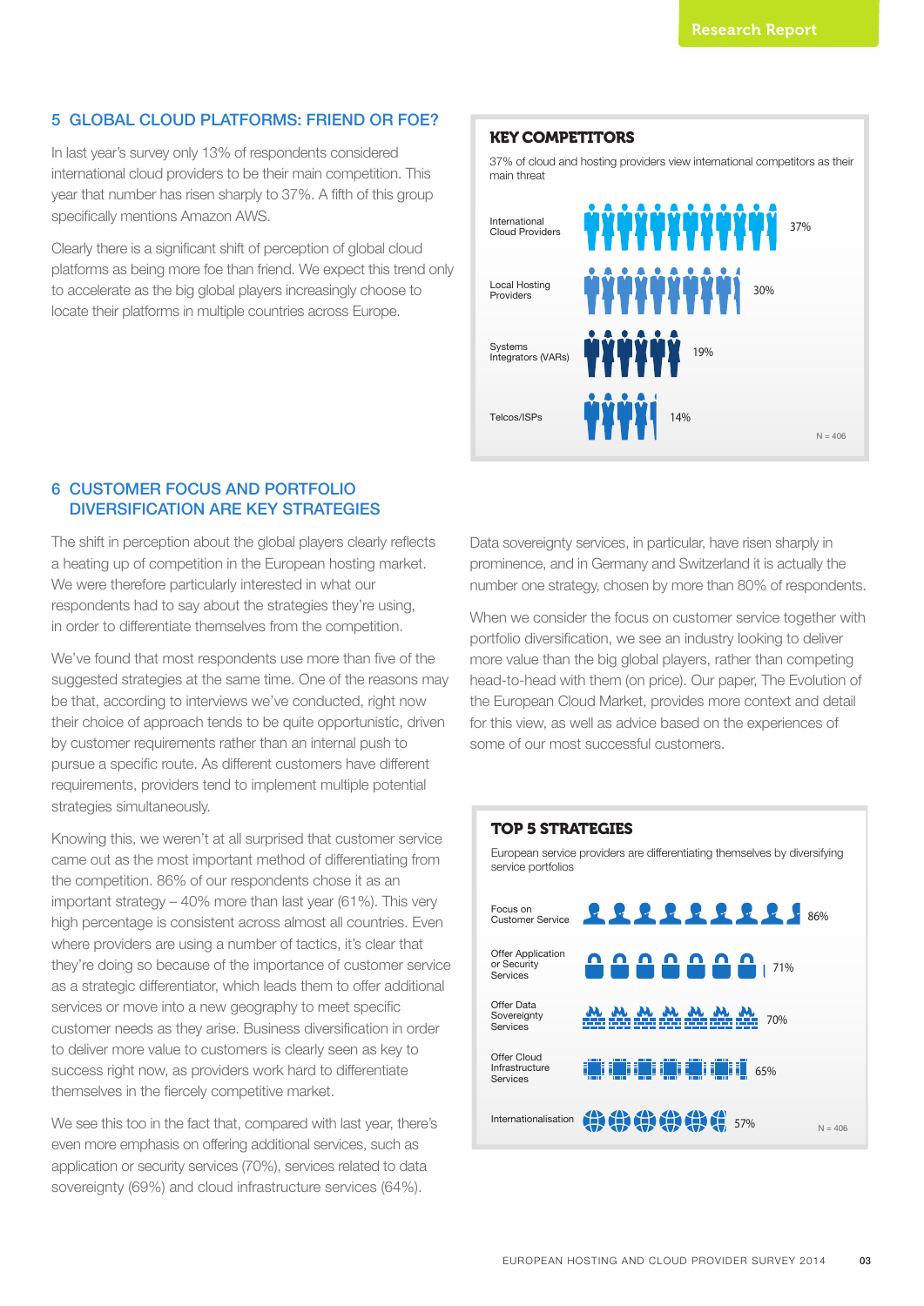## 5 GLOBAL CLOUD PLATFORMS: FRIEND OR FOE?

In last year's survey only 13% of respondents considered international cloud providers to be their main competition. This year that number has risen sharply to 37%. A fifth of this group specifically mentions Amazon AWS.

Clearly there is a significant shift of perception of global cloud platforms as being more foe than friend. We expect this trend only to accelerate as the big global players increasingly choose to locate their platforms in multiple countries across Europe.

### KEY COMPETITORS

37% of cloud and hosting providers view international competitors as their main threat

| Competitor | Share |
|---|---|
| International Cloud Providers | 37% |
| Local Hosting Providers | 30% |
| Systems Integrators (VARs) | 19% |
| Telcos/ISPs | 14% |

N = 406

## 6 CUSTOMER FOCUS AND PORTFOLIO DIVERSIFICATION ARE KEY STRATEGIES

The shift in perception about the global players clearly reflects a heating up of competition in the European hosting market. We were therefore particularly interested in what our respondents had to say about the strategies they're using, in order to differentiate themselves from the competition.

We've found that most respondents use more than five of the suggested strategies at the same time. One of the reasons may be that, according to interviews we've conducted, right now their choice of approach tends to be quite opportunistic, driven by customer requirements rather than an internal push to pursue a specific route. As different customers have different requirements, providers tend to implement multiple potential strategies simultaneously.

Knowing this, we weren't at all surprised that customer service came out as the most important method of differentiating from the competition. 86% of our respondents chose it as an important strategy – 40% more than last year (61%). This very high percentage is consistent across almost all countries. Even where providers are using a number of tactics, it's clear that they're doing so because of the importance of customer service as a strategic differentiator, which leads them to offer additional services or move into a new geography to meet specific customer needs as they arise. Business diversification in order to deliver more value to customers is clearly seen as key to success right now, as providers work hard to differentiate themselves in the fiercely competitive market.

We see this too in the fact that, compared with last year, there's even more emphasis on offering additional services, such as application or security services (70%), services related to data sovereignty (69%) and cloud infrastructure services (64%).

Data sovereignty services, in particular, have risen sharply in prominence, and in Germany and Switzerland it is actually the number one strategy, chosen by more than 80% of respondents.

When we consider the focus on customer service together with portfolio diversification, we see an industry looking to deliver more value than the big global players, rather than competing head-to-head with them (on price). Our paper, The Evolution of the European Cloud Market, provides more context and detail for this view, as well as advice based on the experiences of some of our most successful customers.

### TOP 5 STRATEGIES

European service providers are differentiating themselves by diversifying service portfolios

| Strategy | Share |
|---|---|
| Focus on Customer Service | 86% |
| Offer Application or Security Services | 71% |
| Offer Data Sovereignty Services | 70% |
| Offer Cloud Infrastructure Services | 65% |
| Internationalisation | 57% |

N = 406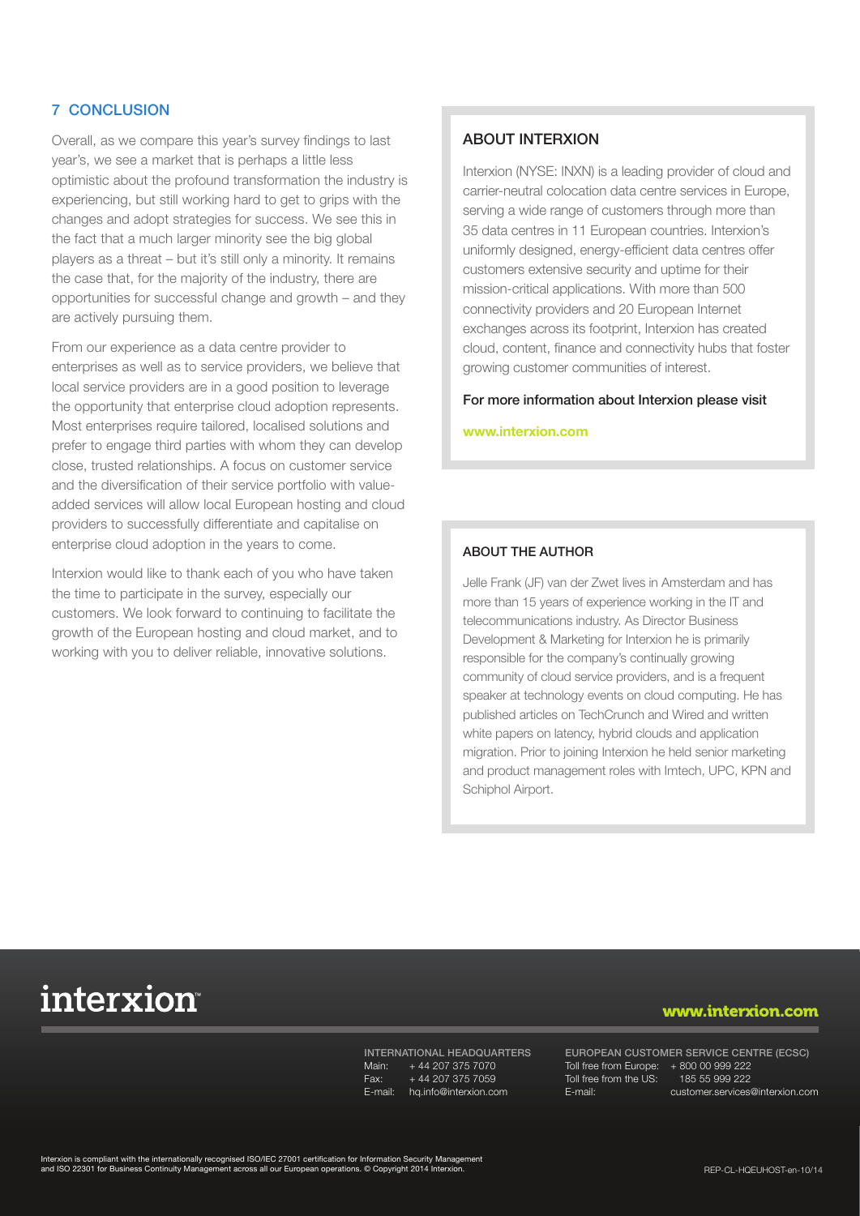## 7 CONCLUSION

Overall, as we compare this year's survey findings to last year's, we see a market that is perhaps a little less optimistic about the profound transformation the industry is experiencing, but still working hard to get to grips with the changes and adopt strategies for success. We see this in the fact that a much larger minority see the big global players as a threat – but it's still only a minority. It remains the case that, for the majority of the industry, there are opportunities for successful change and growth – and they are actively pursuing them.

From our experience as a data centre provider to enterprises as well as to service providers, we believe that local service providers are in a good position to leverage the opportunity that enterprise cloud adoption represents. Most enterprises require tailored, localised solutions and prefer to engage third parties with whom they can develop close, trusted relationships. A focus on customer service and the diversification of their service portfolio with value-added services will allow local European hosting and cloud providers to successfully differentiate and capitalise on enterprise cloud adoption in the years to come.

Interxion would like to thank each of you who have taken the time to participate in the survey, especially our customers. We look forward to continuing to facilitate the growth of the European hosting and cloud market, and to working with you to deliver reliable, innovative solutions.

### ABOUT INTERXION

Interxion (NYSE: INXN) is a leading provider of cloud and carrier-neutral colocation data centre services in Europe, serving a wide range of customers through more than 35 data centres in 11 European countries. Interxion's uniformly designed, energy-efficient data centres offer customers extensive security and uptime for their mission-critical applications. With more than 500 connectivity providers and 20 European Internet exchanges across its footprint, Interxion has created cloud, content, finance and connectivity hubs that foster growing customer communities of interest.

For more information about Interxion please visit

**www.interxion.com**

### ABOUT THE AUTHOR

Jelle Frank (JF) van der Zwet lives in Amsterdam and has more than 15 years of experience working in the IT and telecommunications industry. As Director Business Development & Marketing for Interxion he is primarily responsible for the company's continually growing community of cloud service providers, and is a frequent speaker at technology events on cloud computing. He has published articles on TechCrunch and Wired and written white papers on latency, hybrid clouds and application migration. Prior to joining Interxion he held senior marketing and product management roles with Imtech, UPC, KPN and Schiphol Airport.

interxion

**www.interxion.com**

INTERNATIONAL HEADQUARTERS
Main: + 44 207 375 7070
Fax: + 44 207 375 7059
E-mail: hq.info@interxion.com

EUROPEAN CUSTOMER SERVICE CENTRE (ECSC)
Toll free from Europe: + 800 00 999 222
Toll free from the US: 185 55 999 222
E-mail: customer.services@interxion.com

Interxion is compliant with the internationally recognised ISO/IEC 27001 certification for Information Security Management and ISO 22301 for Business Continuity Management across all our European operations. © Copyright 2014 Interxion.

REP-CL-HQEUHOST-en-10/14